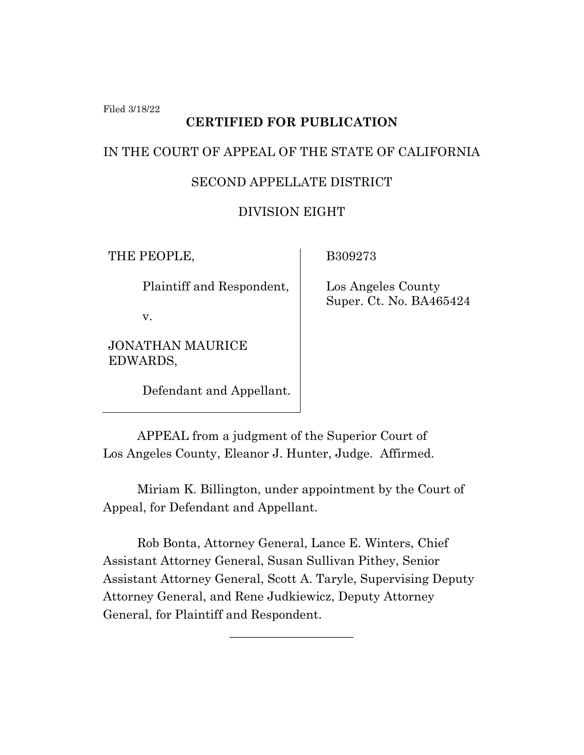Filed 3/18/22

**CERTIFIED FOR PUBLICATION**

IN THE COURT OF APPEAL OF THE STATE OF CALIFORNIA

SECOND APPELLATE DISTRICT

DIVISION EIGHT

| | |
|---|---|
| THE PEOPLE,<br><br>Plaintiff and Respondent,<br><br>v.<br><br>JONATHAN MAURICE EDWARDS,<br><br>Defendant and Appellant. | B309273<br><br>Los Angeles County Super. Ct. No. BA465424 |

APPEAL from a judgment of the Superior Court of Los Angeles County, Eleanor J. Hunter, Judge. Affirmed.

Miriam K. Billington, under appointment by the Court of Appeal, for Defendant and Appellant.

Rob Bonta, Attorney General, Lance E. Winters, Chief Assistant Attorney General, Susan Sullivan Pithey, Senior Assistant Attorney General, Scott A. Taryle, Supervising Deputy Attorney General, and Rene Judkiewicz, Deputy Attorney General, for Plaintiff and Respondent.

____________________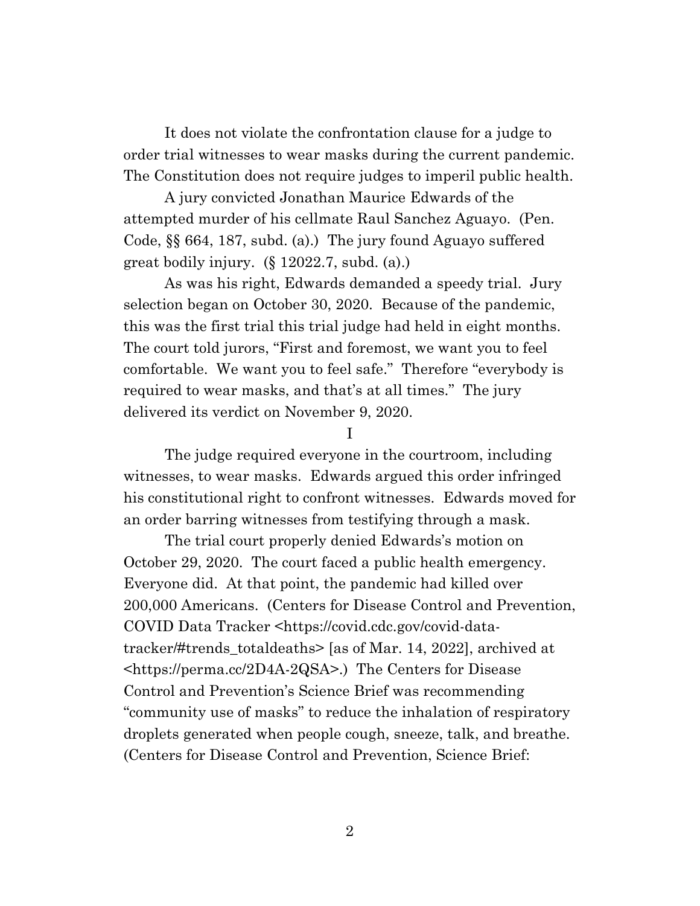It does not violate the confrontation clause for a judge to order trial witnesses to wear masks during the current pandemic. The Constitution does not require judges to imperil public health.

A jury convicted Jonathan Maurice Edwards of the attempted murder of his cellmate Raul Sanchez Aguayo. (Pen. Code, §§ 664, 187, subd. (a).) The jury found Aguayo suffered great bodily injury. (§ 12022.7, subd. (a).)

As was his right, Edwards demanded a speedy trial. Jury selection began on October 30, 2020. Because of the pandemic, this was the first trial this trial judge had held in eight months. The court told jurors, "First and foremost, we want you to feel comfortable. We want you to feel safe." Therefore "everybody is required to wear masks, and that's at all times." The jury delivered its verdict on November 9, 2020.

## I

The judge required everyone in the courtroom, including witnesses, to wear masks. Edwards argued this order infringed his constitutional right to confront witnesses. Edwards moved for an order barring witnesses from testifying through a mask.

The trial court properly denied Edwards's motion on October 29, 2020. The court faced a public health emergency. Everyone did. At that point, the pandemic had killed over 200,000 Americans. (Centers for Disease Control and Prevention, COVID Data Tracker <https://covid.cdc.gov/covid-data-tracker/#trends_totaldeaths> [as of Mar. 14, 2022], archived at <https://perma.cc/2D4A-2QSA>.) The Centers for Disease Control and Prevention's Science Brief was recommending "community use of masks" to reduce the inhalation of respiratory droplets generated when people cough, sneeze, talk, and breathe. (Centers for Disease Control and Prevention, Science Brief: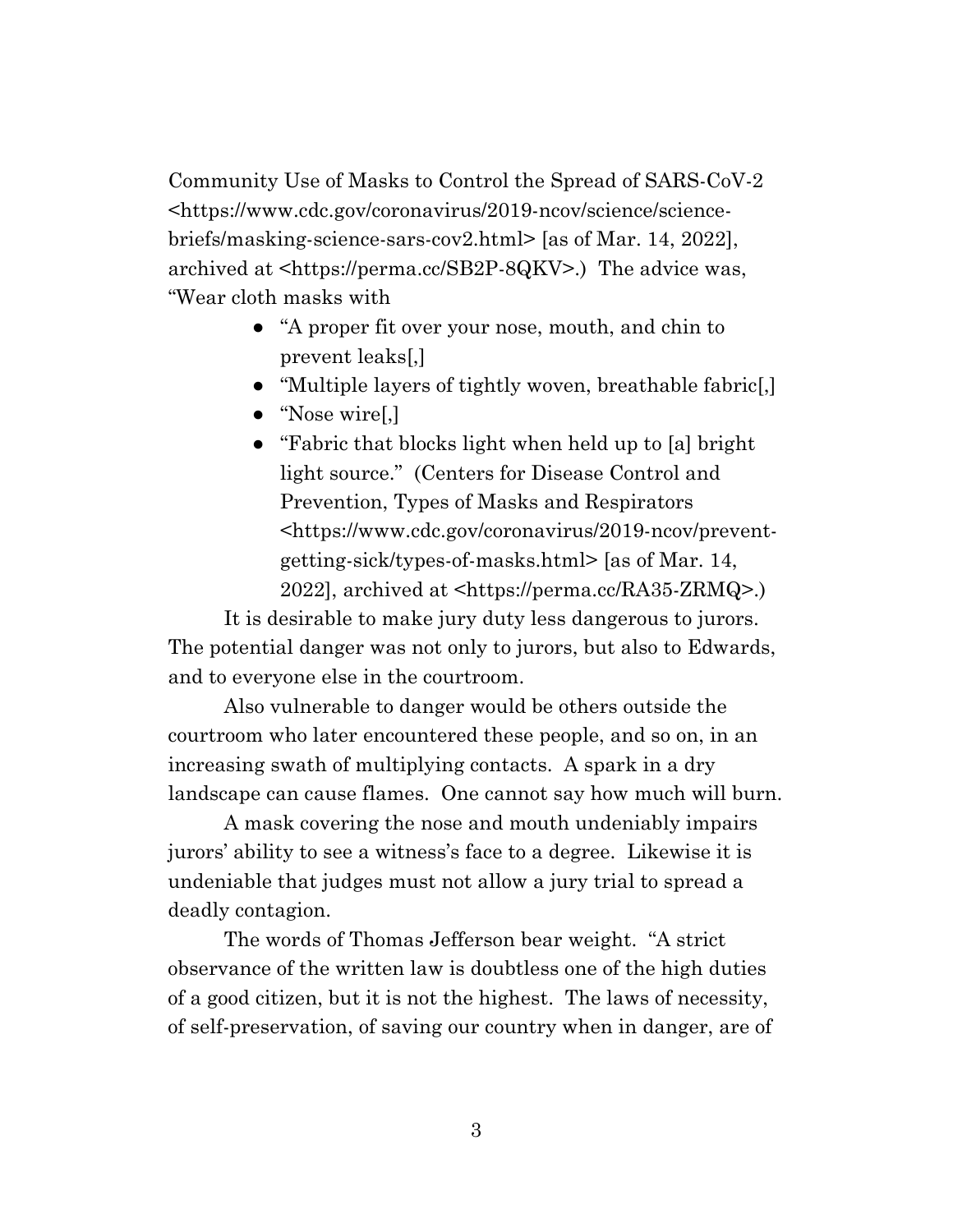Community Use of Masks to Control the Spread of SARS-CoV-2 <https://www.cdc.gov/coronavirus/2019-ncov/science/science-briefs/masking-science-sars-cov2.html> [as of Mar. 14, 2022], archived at <https://perma.cc/SB2P-8QKV>.) The advice was, "Wear cloth masks with

- "A proper fit over your nose, mouth, and chin to prevent leaks[,]
- "Multiple layers of tightly woven, breathable fabric[,]
- "Nose wire[,]
- "Fabric that blocks light when held up to [a] bright light source." (Centers for Disease Control and Prevention, Types of Masks and Respirators <https://www.cdc.gov/coronavirus/2019-ncov/prevent-getting-sick/types-of-masks.html> [as of Mar. 14, 2022], archived at <https://perma.cc/RA35-ZRMQ>.)

It is desirable to make jury duty less dangerous to jurors. The potential danger was not only to jurors, but also to Edwards, and to everyone else in the courtroom.

Also vulnerable to danger would be others outside the courtroom who later encountered these people, and so on, in an increasing swath of multiplying contacts. A spark in a dry landscape can cause flames. One cannot say how much will burn.

A mask covering the nose and mouth undeniably impairs jurors' ability to see a witness's face to a degree. Likewise it is undeniable that judges must not allow a jury trial to spread a deadly contagion.

The words of Thomas Jefferson bear weight. "A strict observance of the written law is doubtless one of the high duties of a good citizen, but it is not the highest. The laws of necessity, of self-preservation, of saving our country when in danger, are of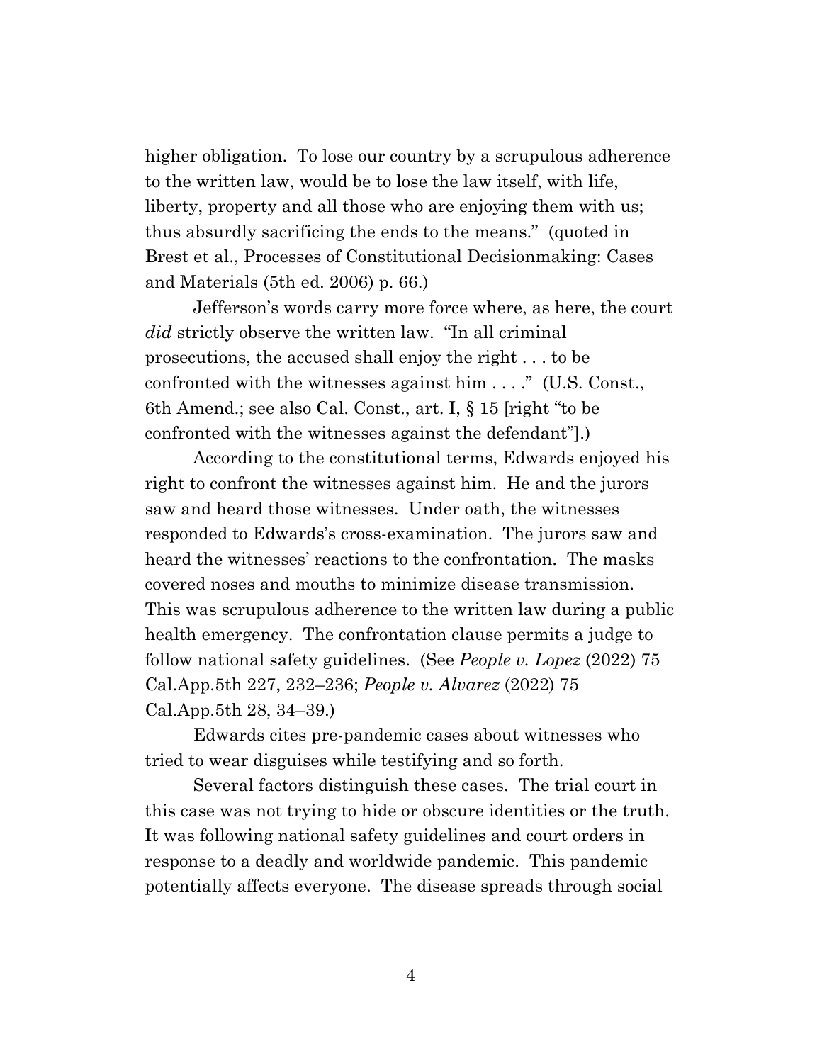higher obligation. To lose our country by a scrupulous adherence to the written law, would be to lose the law itself, with life, liberty, property and all those who are enjoying them with us; thus absurdly sacrificing the ends to the means." (quoted in Brest et al., Processes of Constitutional Decisionmaking: Cases and Materials (5th ed. 2006) p. 66.)

Jefferson's words carry more force where, as here, the court *did* strictly observe the written law. "In all criminal prosecutions, the accused shall enjoy the right . . . to be confronted with the witnesses against him . . . ." (U.S. Const., 6th Amend.; see also Cal. Const., art. I, § 15 [right "to be confronted with the witnesses against the defendant"].)

According to the constitutional terms, Edwards enjoyed his right to confront the witnesses against him. He and the jurors saw and heard those witnesses. Under oath, the witnesses responded to Edwards's cross-examination. The jurors saw and heard the witnesses' reactions to the confrontation. The masks covered noses and mouths to minimize disease transmission. This was scrupulous adherence to the written law during a public health emergency. The confrontation clause permits a judge to follow national safety guidelines. (See *People v. Lopez* (2022) 75 Cal.App.5th 227, 232–236; *People v. Alvarez* (2022) 75 Cal.App.5th 28, 34–39.)

Edwards cites pre-pandemic cases about witnesses who tried to wear disguises while testifying and so forth.

Several factors distinguish these cases. The trial court in this case was not trying to hide or obscure identities or the truth. It was following national safety guidelines and court orders in response to a deadly and worldwide pandemic. This pandemic potentially affects everyone. The disease spreads through social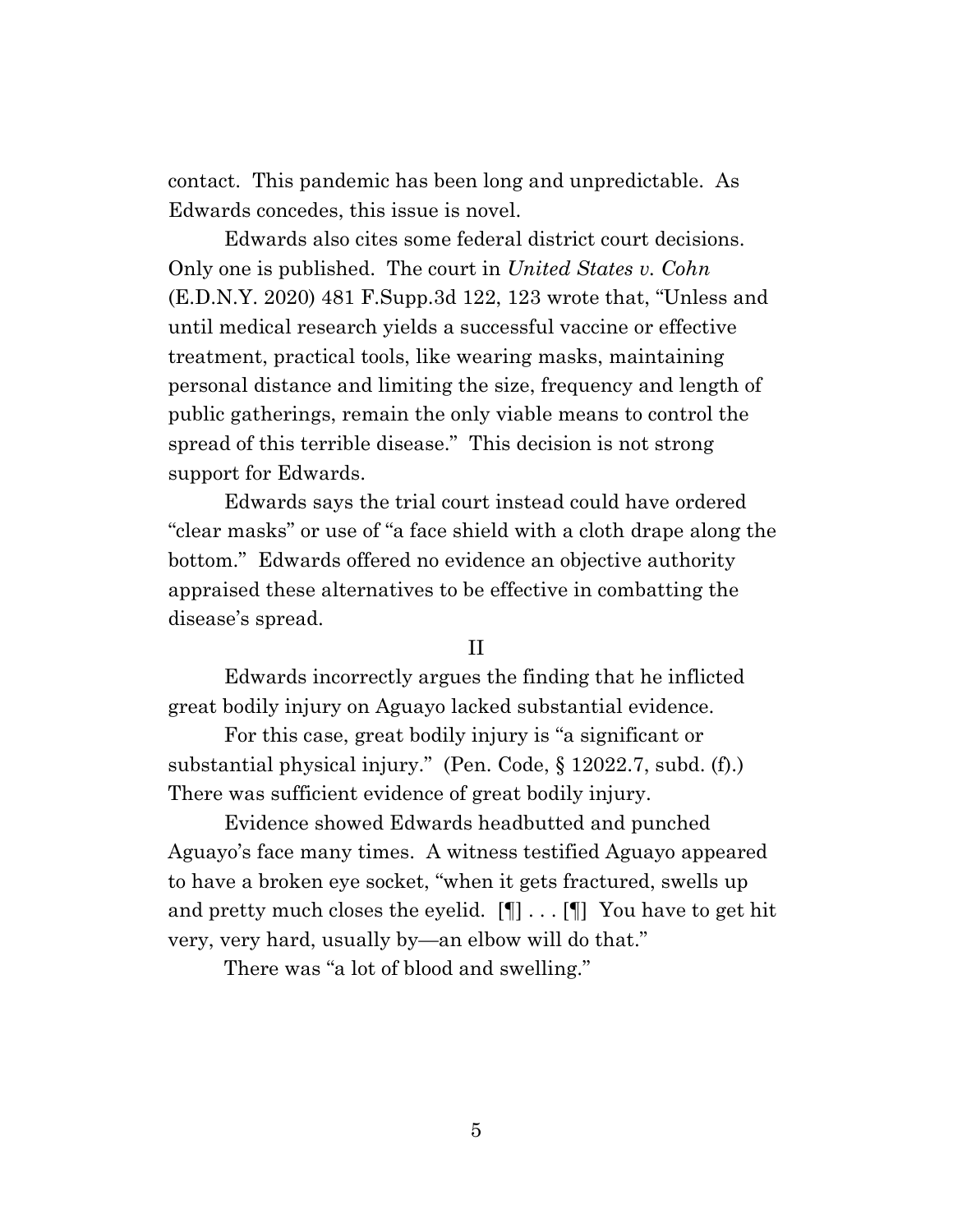contact. This pandemic has been long and unpredictable. As Edwards concedes, this issue is novel.

Edwards also cites some federal district court decisions. Only one is published. The court in *United States v. Cohn* (E.D.N.Y. 2020) 481 F.Supp.3d 122, 123 wrote that, "Unless and until medical research yields a successful vaccine or effective treatment, practical tools, like wearing masks, maintaining personal distance and limiting the size, frequency and length of public gatherings, remain the only viable means to control the spread of this terrible disease." This decision is not strong support for Edwards.

Edwards says the trial court instead could have ordered "clear masks" or use of "a face shield with a cloth drape along the bottom." Edwards offered no evidence an objective authority appraised these alternatives to be effective in combatting the disease's spread.

## II

Edwards incorrectly argues the finding that he inflicted great bodily injury on Aguayo lacked substantial evidence.

For this case, great bodily injury is "a significant or substantial physical injury." (Pen. Code, § 12022.7, subd. (f).) There was sufficient evidence of great bodily injury.

Evidence showed Edwards headbutted and punched Aguayo's face many times. A witness testified Aguayo appeared to have a broken eye socket, "when it gets fractured, swells up and pretty much closes the eyelid. [¶] . . . [¶] You have to get hit very, very hard, usually by—an elbow will do that."

There was "a lot of blood and swelling."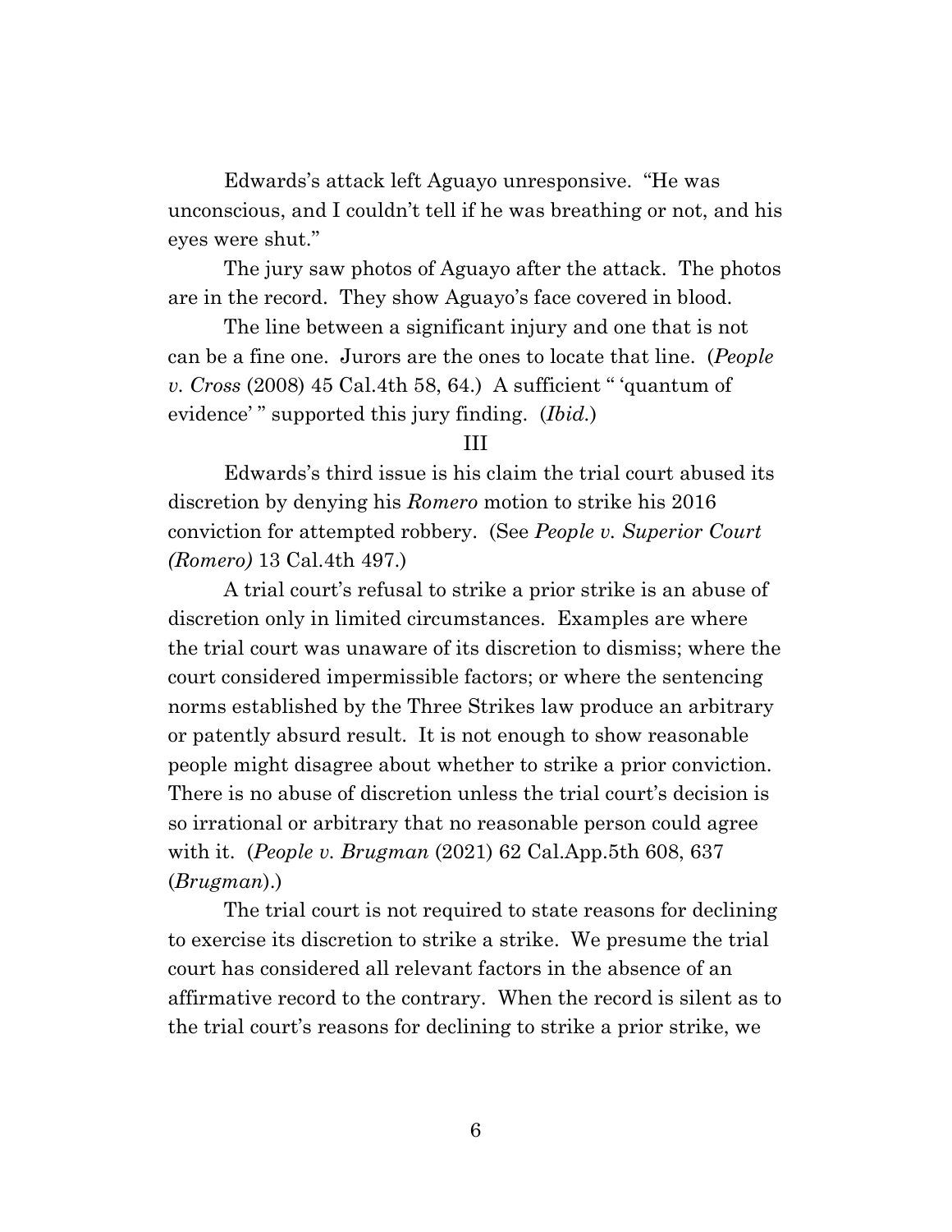Edwards's attack left Aguayo unresponsive. "He was unconscious, and I couldn't tell if he was breathing or not, and his eyes were shut."

The jury saw photos of Aguayo after the attack. The photos are in the record. They show Aguayo's face covered in blood.

The line between a significant injury and one that is not can be a fine one. Jurors are the ones to locate that line. (*People v. Cross* (2008) 45 Cal.4th 58, 64.) A sufficient " 'quantum of evidence' " supported this jury finding. (*Ibid.*)

## III

Edwards's third issue is his claim the trial court abused its discretion by denying his *Romero* motion to strike his 2016 conviction for attempted robbery. (See *People v. Superior Court (Romero)* 13 Cal.4th 497.)

A trial court's refusal to strike a prior strike is an abuse of discretion only in limited circumstances. Examples are where the trial court was unaware of its discretion to dismiss; where the court considered impermissible factors; or where the sentencing norms established by the Three Strikes law produce an arbitrary or patently absurd result. It is not enough to show reasonable people might disagree about whether to strike a prior conviction. There is no abuse of discretion unless the trial court's decision is so irrational or arbitrary that no reasonable person could agree with it. (*People v. Brugman* (2021) 62 Cal.App.5th 608, 637 (*Brugman*).)

The trial court is not required to state reasons for declining to exercise its discretion to strike a strike. We presume the trial court has considered all relevant factors in the absence of an affirmative record to the contrary. When the record is silent as to the trial court's reasons for declining to strike a prior strike, we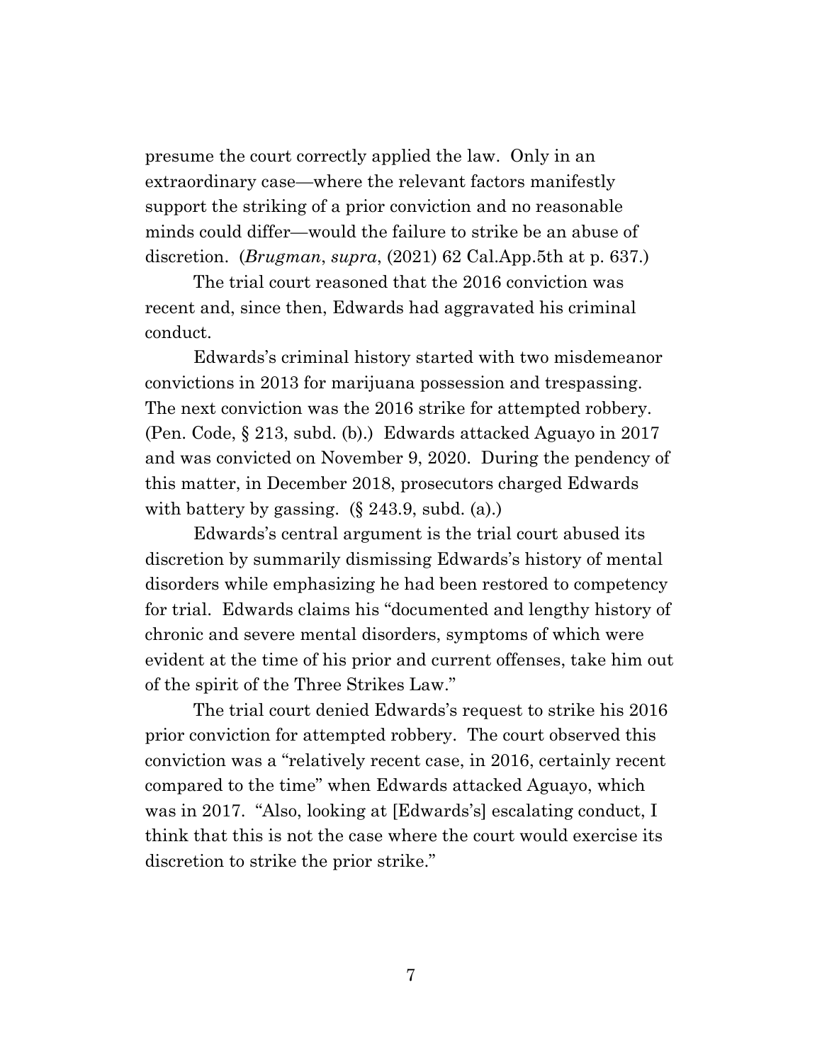presume the court correctly applied the law. Only in an extraordinary case—where the relevant factors manifestly support the striking of a prior conviction and no reasonable minds could differ—would the failure to strike be an abuse of discretion. (*Brugman*, *supra*, (2021) 62 Cal.App.5th at p. 637.)

The trial court reasoned that the 2016 conviction was recent and, since then, Edwards had aggravated his criminal conduct.

Edwards's criminal history started with two misdemeanor convictions in 2013 for marijuana possession and trespassing. The next conviction was the 2016 strike for attempted robbery. (Pen. Code, § 213, subd. (b).) Edwards attacked Aguayo in 2017 and was convicted on November 9, 2020. During the pendency of this matter, in December 2018, prosecutors charged Edwards with battery by gassing. (§ 243.9, subd. (a).)

Edwards's central argument is the trial court abused its discretion by summarily dismissing Edwards's history of mental disorders while emphasizing he had been restored to competency for trial. Edwards claims his "documented and lengthy history of chronic and severe mental disorders, symptoms of which were evident at the time of his prior and current offenses, take him out of the spirit of the Three Strikes Law."

The trial court denied Edwards's request to strike his 2016 prior conviction for attempted robbery. The court observed this conviction was a "relatively recent case, in 2016, certainly recent compared to the time" when Edwards attacked Aguayo, which was in 2017. "Also, looking at [Edwards's] escalating conduct, I think that this is not the case where the court would exercise its discretion to strike the prior strike."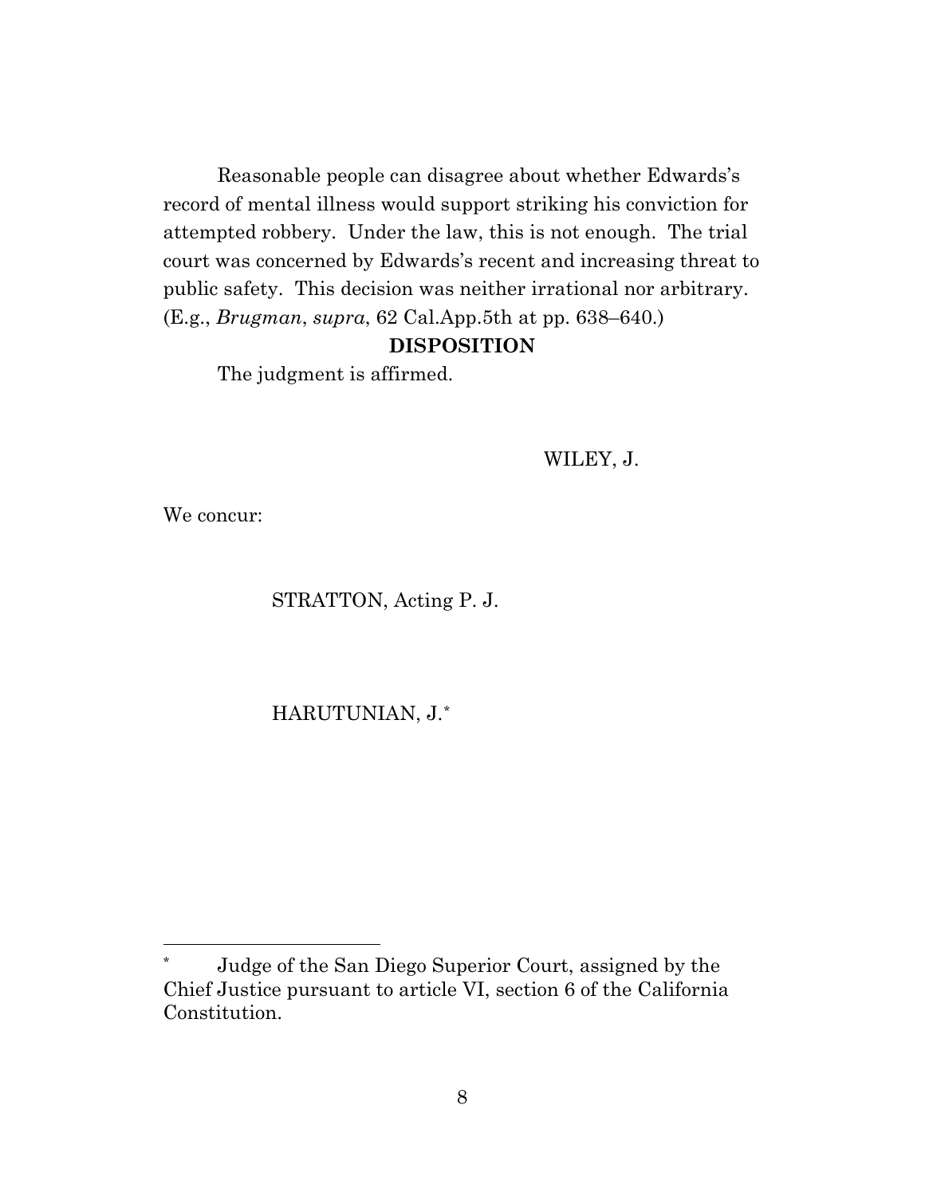Reasonable people can disagree about whether Edwards's record of mental illness would support striking his conviction for attempted robbery. Under the law, this is not enough. The trial court was concerned by Edwards's recent and increasing threat to public safety. This decision was neither irrational nor arbitrary. (E.g., *Brugman*, *supra*, 62 Cal.App.5th at pp. 638–640.)

**DISPOSITION**

The judgment is affirmed.

WILEY, J.

We concur:

STRATTON, Acting P. J.

HARUTUNIAN, J.*

\* Judge of the San Diego Superior Court, assigned by the Chief Justice pursuant to article VI, section 6 of the California Constitution.